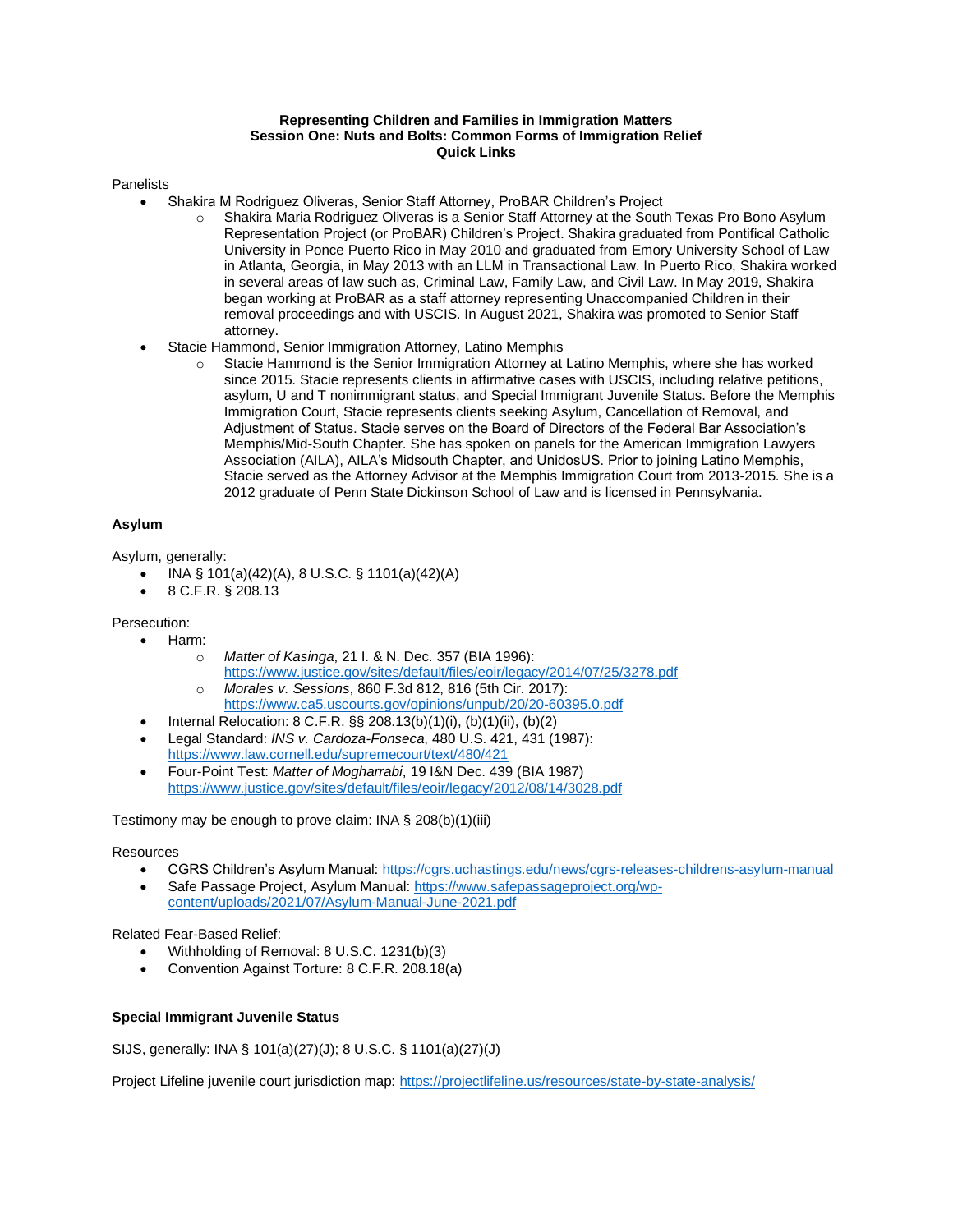**Representing Children and Families in Immigration Matters**
**Session One: Nuts and Bolts: Common Forms of Immigration Relief**
**Quick Links**

Panelists

- Shakira M Rodriguez Oliveras, Senior Staff Attorney, ProBAR Children's Project
    - Shakira Maria Rodriguez Oliveras is a Senior Staff Attorney at the South Texas Pro Bono Asylum Representation Project (or ProBAR) Children's Project. Shakira graduated from Pontifical Catholic University in Ponce Puerto Rico in May 2010 and graduated from Emory University School of Law in Atlanta, Georgia, in May 2013 with an LLM in Transactional Law. In Puerto Rico, Shakira worked in several areas of law such as, Criminal Law, Family Law, and Civil Law. In May 2019, Shakira began working at ProBAR as a staff attorney representing Unaccompanied Children in their removal proceedings and with USCIS. In August 2021, Shakira was promoted to Senior Staff attorney.
- Stacie Hammond, Senior Immigration Attorney, Latino Memphis
    - Stacie Hammond is the Senior Immigration Attorney at Latino Memphis, where she has worked since 2015. Stacie represents clients in affirmative cases with USCIS, including relative petitions, asylum, U and T nonimmigrant status, and Special Immigrant Juvenile Status. Before the Memphis Immigration Court, Stacie represents clients seeking Asylum, Cancellation of Removal, and Adjustment of Status. Stacie serves on the Board of Directors of the Federal Bar Association's Memphis/Mid-South Chapter. She has spoken on panels for the American Immigration Lawyers Association (AILA), AILA's Midsouth Chapter, and UnidosUS. Prior to joining Latino Memphis, Stacie served as the Attorney Advisor at the Memphis Immigration Court from 2013-2015. She is a 2012 graduate of Penn State Dickinson School of Law and is licensed in Pennsylvania.

**Asylum**

Asylum, generally:

- INA § 101(a)(42)(A), 8 U.S.C. § 1101(a)(42)(A)
- 8 C.F.R. § 208.13

Persecution:

- Harm:
    - *Matter of Kasinga*, 21 I. & N. Dec. 357 (BIA 1996): https://www.justice.gov/sites/default/files/eoir/legacy/2014/07/25/3278.pdf
    - *Morales v. Sessions*, 860 F.3d 812, 816 (5th Cir. 2017): https://www.ca5.uscourts.gov/opinions/unpub/20/20-60395.0.pdf
- Internal Relocation: 8 C.F.R. §§ 208.13(b)(1)(i), (b)(1)(ii), (b)(2)
- Legal Standard: *INS v. Cardoza-Fonseca*, 480 U.S. 421, 431 (1987): https://www.law.cornell.edu/supremecourt/text/480/421
- Four-Point Test: *Matter of Mogharrabi*, 19 I&N Dec. 439 (BIA 1987) https://www.justice.gov/sites/default/files/eoir/legacy/2012/08/14/3028.pdf

Testimony may be enough to prove claim: INA § 208(b)(1)(iii)

Resources

- CGRS Children's Asylum Manual: https://cgrs.uchastings.edu/news/cgrs-releases-childrens-asylum-manual
- Safe Passage Project, Asylum Manual: https://www.safepassageproject.org/wp-content/uploads/2021/07/Asylum-Manual-June-2021.pdf

Related Fear-Based Relief:

- Withholding of Removal: 8 U.S.C. 1231(b)(3)
- Convention Against Torture: 8 C.F.R. 208.18(a)

**Special Immigrant Juvenile Status**

SIJS, generally: INA § 101(a)(27)(J); 8 U.S.C. § 1101(a)(27)(J)

Project Lifeline juvenile court jurisdiction map: https://projectlifeline.us/resources/state-by-state-analysis/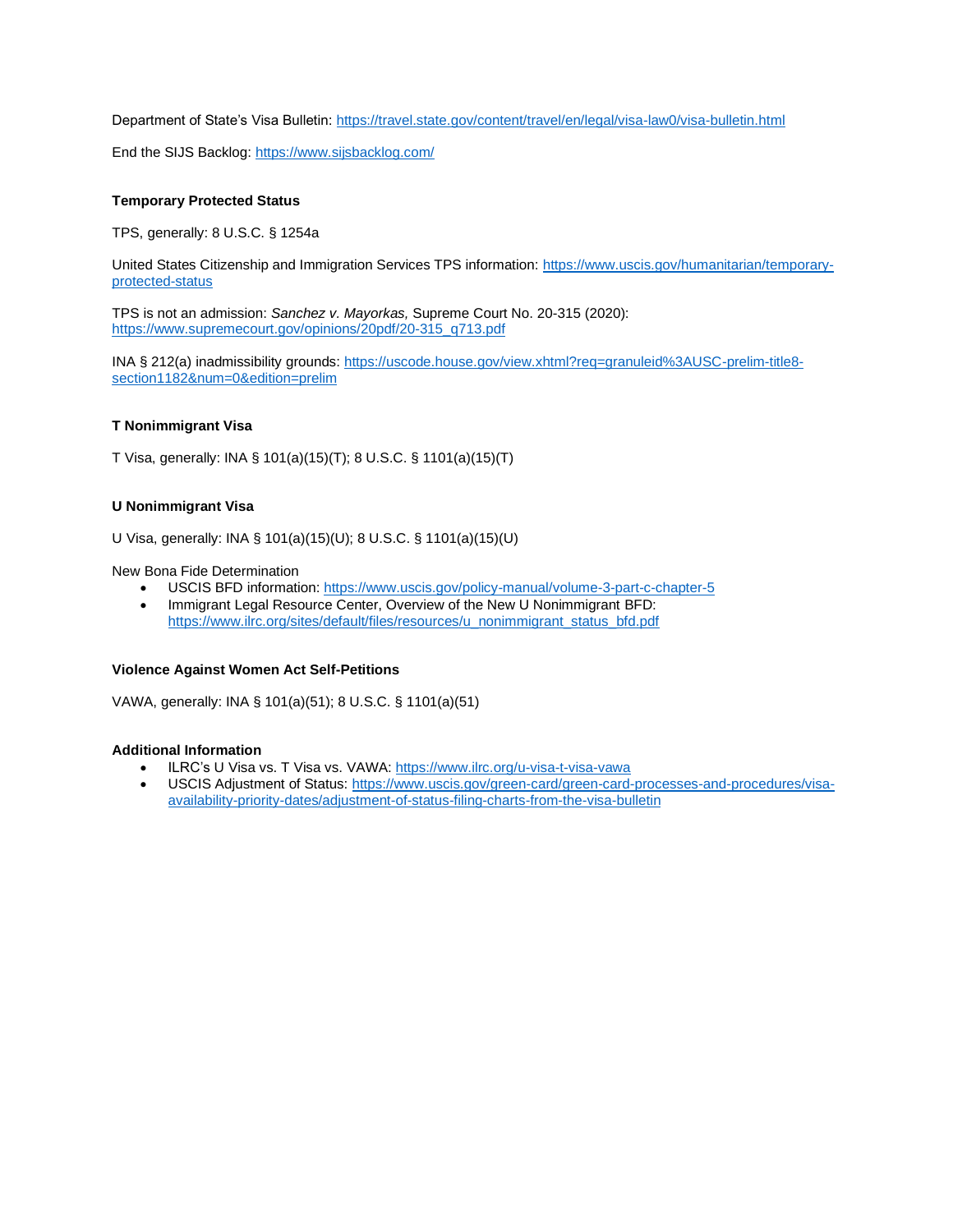Department of State's Visa Bulletin: https://travel.state.gov/content/travel/en/legal/visa-law0/visa-bulletin.html

End the SIJS Backlog: https://www.sijsbacklog.com/

**Temporary Protected Status**

TPS, generally: 8 U.S.C. § 1254a

United States Citizenship and Immigration Services TPS information: https://www.uscis.gov/humanitarian/temporary-protected-status

TPS is not an admission: *Sanchez v. Mayorkas,* Supreme Court No. 20-315 (2020): https://www.supremecourt.gov/opinions/20pdf/20-315_q713.pdf

INA § 212(a) inadmissibility grounds: https://uscode.house.gov/view.xhtml?req=granuleid%3AUSC-prelim-title8-section1182&num=0&edition=prelim

**T Nonimmigrant Visa**

T Visa, generally: INA § 101(a)(15)(T); 8 U.S.C. § 1101(a)(15)(T)

**U Nonimmigrant Visa**

U Visa, generally: INA § 101(a)(15)(U); 8 U.S.C. § 1101(a)(15)(U)

New Bona Fide Determination

- USCIS BFD information: https://www.uscis.gov/policy-manual/volume-3-part-c-chapter-5
- Immigrant Legal Resource Center, Overview of the New U Nonimmigrant BFD: https://www.ilrc.org/sites/default/files/resources/u_nonimmigrant_status_bfd.pdf

**Violence Against Women Act Self-Petitions**

VAWA, generally: INA § 101(a)(51); 8 U.S.C. § 1101(a)(51)

**Additional Information**

- ILRC's U Visa vs. T Visa vs. VAWA: https://www.ilrc.org/u-visa-t-visa-vawa
- USCIS Adjustment of Status: https://www.uscis.gov/green-card/green-card-processes-and-procedures/visa-availability-priority-dates/adjustment-of-status-filing-charts-from-the-visa-bulletin